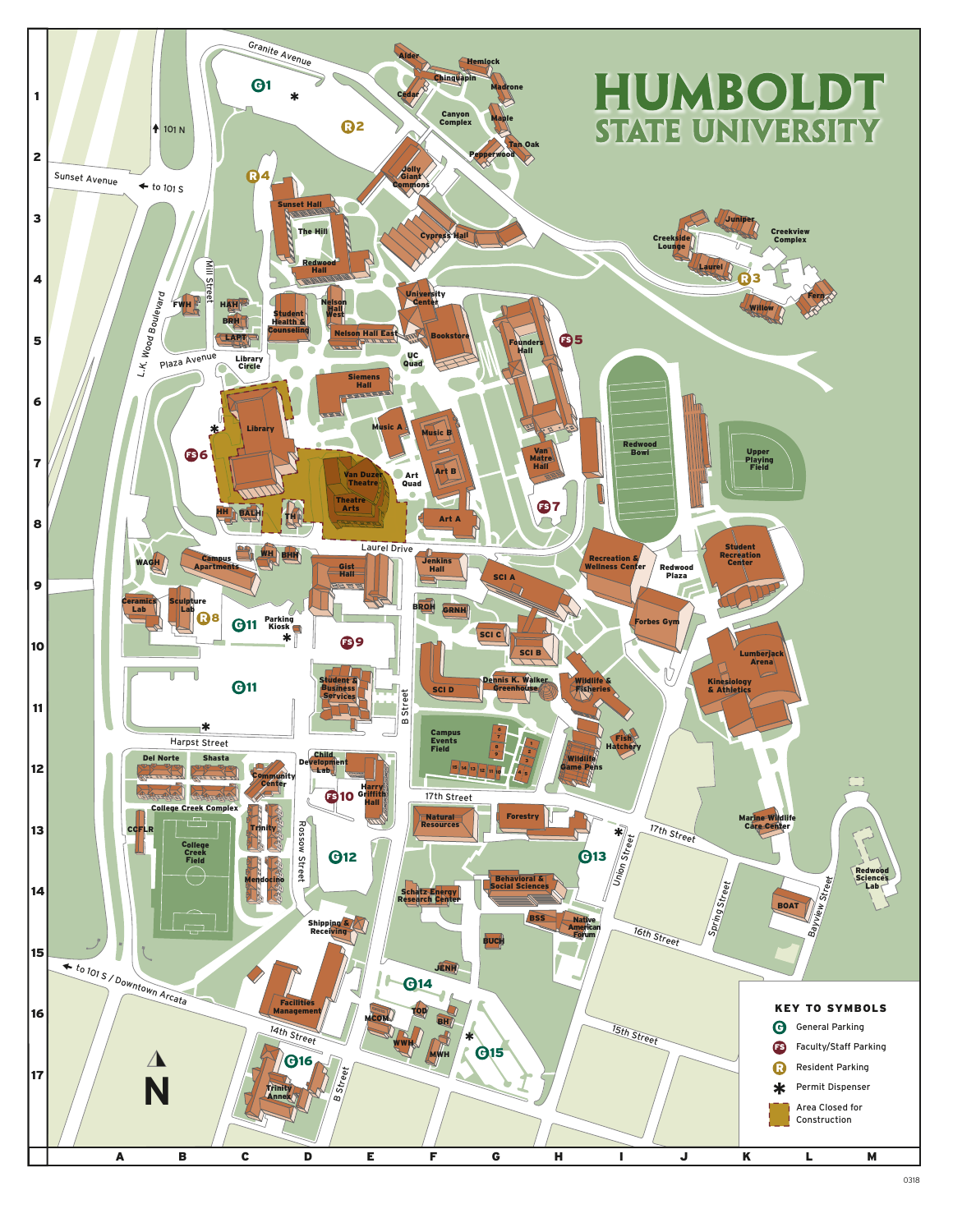# HUMBOLDT STATE UNIVERSITY

Granite Avenue

Sunset Avenue

101 N

to 101 S

Mill Street

L.K. Wood Boulevard

Plaza Avenue

Laurel Drive

Harpst Street

Rossow Street

B Street

17th Street

Union Street

Spring Street

Bayview Street

16th Street

15th Street

14th Street

to 101 S / Downtown Arcata

G1, R2, R4, R3, FS5, FS6, FS7, R8, FS9, FS10, G11, G12, G13, G14, G15, G16

Alder, Hemlock, Chinquapin, Cedar, Madrone, Canyon Complex, Maple, Tan Oak, Pepperwood, Jolly Giant Commons, Sunset Hall, The Hill, Cypress Hall, Redwood Hall, Juniper, Creekview Complex, Creekside Lounge, Laurel, Fern, Willow, FWH, HAH, BRH, LAPT, Student Health & Counseling, Nelson Hall West, Nelson Hall East, University Center, Bookstore, UC Quad, Founders Hall, Library Circle, Siemens Hall, Library, Music A, Music B, Van Duzer Theatre, Theatre Arts, Art Quad, Art B, Art A, Van Matre Hall, Redwood Bowl, Upper Playing Field, HH, BALH, TH, WH, BHH, WAGH, Campus Apartments, Gist Hall, Jenkins Hall, SCI A, Recreation & Wellness Center, Redwood Plaza, Student Recreation Center, Ceramics Lab, Sculpture Lab, Parking Kiosk, BROH, GRNH, SCI C, SCI B, Forbes Gym, Lumberjack Arena, Kinesiology & Athletics, SCI D, Dennis K. Walker Greenhouse, Wildlife & Fisheries, Student & Business Services, Campus Events Field, Fish Hatchery, Wildlife Game Pens, Del Norte, Shasta, Child Development Lab, Community Center, Harry Griffith Hall, College Creek Complex, CCFLR, Trinity, College Creek Field, Mendocino, Natural Resources, Forestry, Marine Wildlife Care Center, Redwood Sciences Lab, BOAT, Schatz Energy Research Center, Behavioral & Social Sciences, BSS, Native American Forum, Shipping & Receiving, BUCH, JENH, Facilities Management, MCOM, TOD, BH, WWH, MWH, Trinity Annex

N

## KEY TO SYMBOLS

- G General Parking
- FS Faculty/Staff Parking
- R Resident Parking
- * Permit Dispenser
- Area Closed for Construction

0318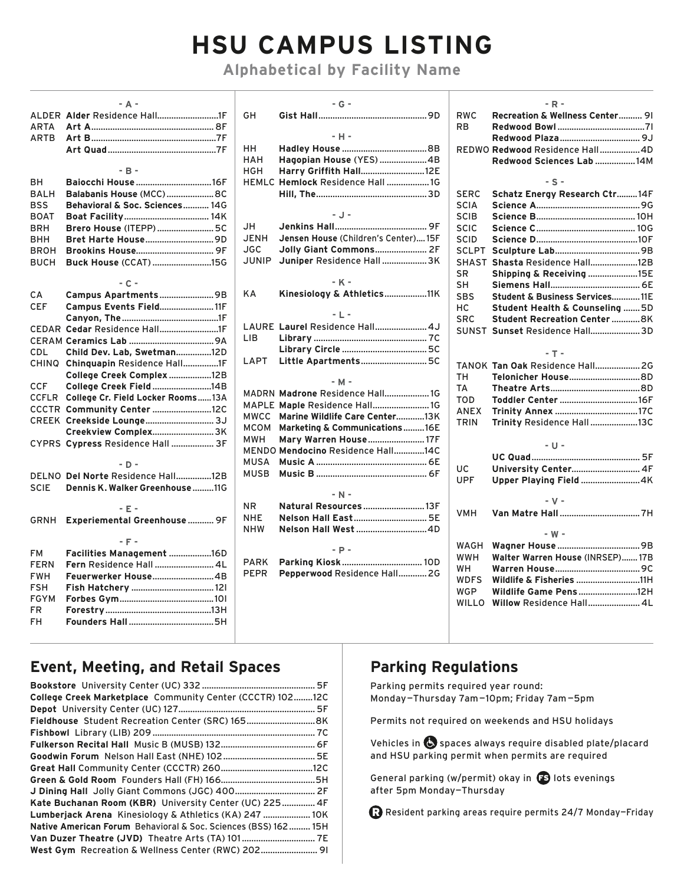# HSU CAMPUS LISTING

## Alphabetical by Facility Name

### - A -

| | | |
|---|---|---|
| ALDER | **Alder** Residence Hall | 1F |
| ARTA | **Art A** | 8F |
| ARTB | **Art B** | 7F |
| | **Art Quad** | 7F |

### - B -

| | | |
|---|---|---|
| BH | **Baiocchi House** | 16F |
| BALH | **Balabanis House** (MCC) | 8C |
| BSS | **Behavioral & Soc. Sciences** | 14G |
| BOAT | **Boat Facility** | 14K |
| BRH | **Brero House** (ITEPP) | 5C |
| BHH | **Bret Harte House** | 9D |
| BROH | **Brookins House** | 9F |
| BUCH | **Buck House** (CCAT) | 15G |

### - C -

| | | |
|---|---|---|
| CA | **Campus Apartments** | 9B |
| CEF | **Campus Events Field** | 11F |
| | **Canyon, The** | 1F |
| CEDAR | **Cedar** Residence Hall | 1F |
| CERAM | **Ceramics Lab** | 9A |
| CDL | **Child Dev. Lab, Swetman** | 12D |
| CHINQ | **Chinquapin** Residence Hall | 1F |
| | **College Creek Complex** | 12B |
| CCF | **College Creek Field** | 14B |
| CCFLR | **College Cr. Field Locker Rooms** | 13A |
| CCCTR | **Community Center** | 12C |
| CREEK | **Creekside Lounge** | 3J |
| | **Creekview Complex** | 3K |
| CYPRS | **Cypress** Residence Hall | 3F |

### - D -

| | | |
|---|---|---|
| DELNO | **Del Norte** Residence Hall | 12B |
| SCIE | **Dennis K. Walker Greenhouse** | 11G |

### - E -

| | | |
|---|---|---|
| GRNH | **Experiemental Greenhouse** | 9F |

### - F -

| | | |
|---|---|---|
| FM | **Facilities Management** | 16D |
| FERN | **Fern** Residence Hall | 4L |
| FWH | **Feuerwerker House** | 4B |
| FSH | **Fish Hatchery** | 12I |
| FGYM | **Forbes Gym** | 10I |
| FR | **Forestry** | 13H |
| FH | **Founders Hall** | 5H |

### - G -

| | | |
|---|---|---|
| GH | **Gist Hall** | 9D |

### - H -

| | | |
|---|---|---|
| HH | **Hadley House** | 8B |
| HAH | **Hagopian House** (YES) | 4B |
| HGH | **Harry Griffith Hall** | 12E |
| HEMLC | **Hemlock** Residence Hall | 1G |
| | **Hill, The** | 3D |

### - J -

| | | |
|---|---|---|
| JH | **Jenkins Hall** | 9F |
| JENH | **Jensen House** (Children's Center) | 15F |
| JGC | **Jolly Giant Commons** | 2F |
| JUNIP | **Juniper** Residence Hall | 3K |

### - K -

| | | |
|---|---|---|
| KA | **Kinesiology & Athletics** | 11K |

### - L -

| | | |
|---|---|---|
| LAURE | **Laurel** Residence Hall | 4J |
| LIB | **Library** | 7C |
| | **Library Circle** | 5C |
| LAPT | **Little Apartments** | 5C |

### - M -

| | | |
|---|---|---|
| MADRN | **Madrone** Residence Hall | 1G |
| MAPLE | **Maple** Residence Hall | 1G |
| MWCC | **Marine Wildlife Care Center** | 13K |
| MCOM | **Marketing & Communications** | 16E |
| MWH | **Mary Warren House** | 17F |
| MENDO | **Mendocino** Residence Hall | 14C |
| MUSA | **Music A** | 6E |
| MUSB | **Music B** | 6F |

### - N -

| | | |
|---|---|---|
| NR | **Natural Resources** | 13F |
| NHE | **Nelson Hall East** | 5E |
| NHW | **Nelson Hall West** | 4D |

### - P -

| | | |
|---|---|---|
| PARK | **Parking Kiosk** | 10D |
| PEPR | **Pepperwood** Residence Hall | 2G |

### - R -

| | | |
|---|---|---|
| RWC | **Recreation & Wellness Center** | 9I |
| RB | **Redwood Bowl** | 7I |
| | **Redwood Plaza** | 9J |
| REDWO | **Redwood** Residence Hall | 4D |
| | **Redwood Sciences Lab** | 14M |

### - S -

| | | |
|---|---|---|
| SERC | **Schatz Energy Research Ctr.** | 14F |
| SCIA | **Science A** | 9G |
| SCIB | **Science B** | 10H |
| SCIC | **Science C** | 10G |
| SCID | **Science D** | 10F |
| SCLPT | **Sculpture Lab** | 9B |
| SHAST | **Shasta** Residence Hall | 12B |
| SR | **Shipping & Receiving** | 15E |
| SH | **Siemens Hall** | 6E |
| SBS | **Student & Business Services** | 11E |
| HC | **Student Health & Counseling** | 5D |
| SRC | **Student Recreation Center** | 8K |
| SUNST | **Sunset** Residence Hall | 3D |

### - T -

| | | |
|---|---|---|
| TANOK | **Tan Oak** Residence Hall | 2G |
| TH | **Telonicher House** | 8D |
| TA | **Theatre Arts** | 8D |
| TOD | **Toddler Center** | 16F |
| ANEX | **Trinity Annex** | 17C |
| TRIN | **Trinity** Residence Hall | 13C |

### - U -

| | | |
|---|---|---|
| | **UC Quad** | 5F |
| UC | **University Center** | 4F |
| UPF | **Upper Playing Field** | 4K |

### - V -

| | | |
|---|---|---|
| VMH | **Van Matre Hall** | 7H |

### - W -

| | | |
|---|---|---|
| WAGH | **Wagner House** | 9B |
| WWH | **Walter Warren House** (INRSEP) | 17B |
| WH | **Warren House** | 9C |
| WDFS | **Wildlife & Fisheries** | 11H |
| WGP | **Wildlife Game Pens** | 12H |
| WILLO | **Willow** Residence Hall | 4L |

## Event, Meeting, and Retail Spaces

| | |
|---|---|
| **Bookstore** University Center (UC) 332 | 5F |
| **College Creek Marketplace** Community Center (CCCTR) 102 | 12C |
| **Depot** University Center (UC) 127 | 5F |
| **Fieldhouse** Student Recreation Center (SRC) 165 | 8K |
| **Fishbowl** Library (LIB) 209 | 7C |
| **Fulkerson Recital Hall** Music B (MUSB) 132 | 6F |
| **Goodwin Forum** Nelson Hall East (NHE) 102 | 5E |
| **Great Hall** Community Center (CCCTR) 260 | 12C |
| **Green & Gold Room** Founders Hall (FH) 166 | 5H |
| **J Dining Hall** Jolly Giant Commons (JGC) 400 | 2F |
| **Kate Buchanan Room (KBR)** University Center (UC) 225 | 4F |
| **Lumberjack Arena** Kinesiology & Athletics (KA) 247 | 10K |
| **Native American Forum** Behavioral & Soc. Sciences (BSS) 162 | 15H |
| **Van Duzer Theatre (JVD)** Theatre Arts (TA) 101 | 7E |
| **West Gym** Recreation & Wellness Center (RWC) 202 | 9I |

## Parking Regulations

Parking permits required year round:
Monday—Thursday 7am—10pm; Friday 7am—5pm

Permits not required on weekends and HSU holidays

Vehicles in ♿ spaces always require disabled plate/placard and HSU parking permit when permits are required

General parking (w/permit) okay in FS lots evenings after 5pm Monday—Thursday

R Resident parking areas require permits 24/7 Monday—Friday